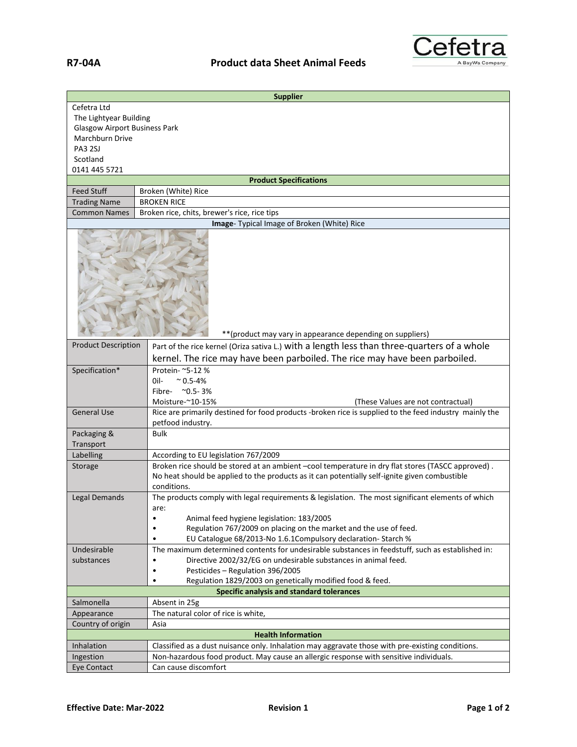**R7-04A** **Product data Sheet Animal Feeds**

Cefetra
A BayWa Company

| **Supplier** | |
|---|---|
| Cefetra Ltd<br>The Lightyear Building<br>Glasgow Airport Business Park<br>Marchburn Drive<br>PA3 2SJ<br>Scotland<br>0141 445 5721 | |
| **Product Specifications** | |
| Feed Stuff | Broken (White) Rice |
| Trading Name | BROKEN RICE |
| Common Names | Broken rice, chits, brewer's rice, rice tips |
| **Image**- Typical Image of Broken (White) Rice | |
| **(product may vary in appearance depending on suppliers) | |
| Product Description | Part of the rice kernel (Oriza sativa L.) with a length less than three-quarters of a whole kernel. The rice may have been parboiled. The rice may have been parboiled. |
| Specification* | Protein- ~5-12 %<br>0il- ~ 0.5-4%<br>Fibre- ~0.5- 3%<br>Moisture-~10-15% (These Values are not contractual) |
| General Use | Rice are primarily destined for food products -broken rice is supplied to the feed industry mainly the petfood industry. |
| Packaging & Transport | Bulk |
| Labelling | According to EU legislation 767/2009 |
| Storage | Broken rice should be stored at an ambient –cool temperature in dry flat stores (TASCC approved) . No heat should be applied to the products as it can potentially self-ignite given combustible conditions. |
| Legal Demands | The products comply with legal requirements & legislation. The most significant elements of which are:<br>• Animal feed hygiene legislation: 183/2005<br>• Regulation 767/2009 on placing on the market and the use of feed.<br>• EU Catalogue 68/2013-No 1.6.1Compulsory declaration- Starch % |
| Undesirable substances | The maximum determined contents for undesirable substances in feedstuff, such as established in:<br>• Directive 2002/32/EG on undesirable substances in animal feed.<br>• Pesticides – Regulation 396/2005<br>• Regulation 1829/2003 on genetically modified food & feed. |
| **Specific analysis and standard tolerances** | |
| Salmonella | Absent in 25g |
| Appearance | The natural color of rice is white, |
| Country of origin | Asia |
| **Health Information** | |
| Inhalation | Classified as a dust nuisance only. Inhalation may aggravate those with pre-existing conditions. |
| Ingestion | Non-hazardous food product. May cause an allergic response with sensitive individuals. |
| Eye Contact | Can cause discomfort |

**Effective Date: Mar-2022** **Revision 1**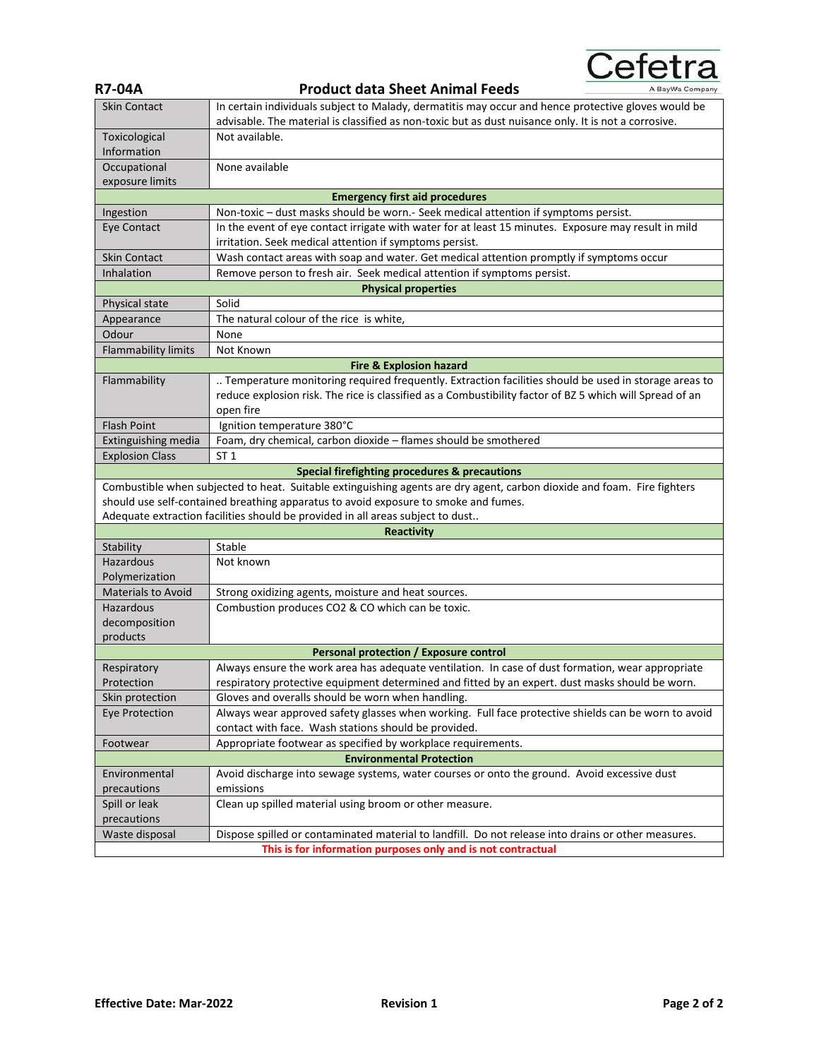| | |
|---|---|
| Skin Contact | In certain individuals subject to Malady, dermatitis may occur and hence protective gloves would be advisable. The material is classified as non-toxic but as dust nuisance only. It is not a corrosive. |
| Toxicological Information | Not available. |
| Occupational exposure limits | None available |
| **Emergency first aid procedures** | |
| Ingestion | Non-toxic – dust masks should be worn.- Seek medical attention if symptoms persist. |
| Eye Contact | In the event of eye contact irrigate with water for at least 15 minutes. Exposure may result in mild irritation. Seek medical attention if symptoms persist. |
| Skin Contact | Wash contact areas with soap and water. Get medical attention promptly if symptoms occur |
| Inhalation | Remove person to fresh air. Seek medical attention if symptoms persist. |
| **Physical properties** | |
| Physical state | Solid |
| Appearance | The natural colour of the rice is white, |
| Odour | None |
| Flammability limits | Not Known |
| **Fire & Explosion hazard** | |
| Flammability | .. Temperature monitoring required frequently. Extraction facilities should be used in storage areas to reduce explosion risk. The rice is classified as a Combustibility factor of BZ 5 which will Spread of an open fire |
| Flash Point | Ignition temperature 380°C |
| Extinguishing media | Foam, dry chemical, carbon dioxide – flames should be smothered |
| Explosion Class | ST 1 |
| **Special firefighting procedures & precautions** | |
| Combustible when subjected to heat. Suitable extinguishing agents are dry agent, carbon dioxide and foam. Fire fighters should use self-contained breathing apparatus to avoid exposure to smoke and fumes. Adequate extraction facilities should be provided in all areas subject to dust.. | |
| **Reactivity** | |
| Stability | Stable |
| Hazardous Polymerization | Not known |
| Materials to Avoid | Strong oxidizing agents, moisture and heat sources. |
| Hazardous decomposition products | Combustion produces $CO_2$ & CO which can be toxic. |
| **Personal protection / Exposure control** | |
| Respiratory Protection | Always ensure the work area has adequate ventilation. In case of dust formation, wear appropriate respiratory protective equipment determined and fitted by an expert. dust masks should be worn. |
| Skin protection | Gloves and overalls should be worn when handling. |
| Eye Protection | Always wear approved safety glasses when working. Full face protective shields can be worn to avoid contact with face. Wash stations should be provided. |
| Footwear | Appropriate footwear as specified by workplace requirements. |
| **Environmental Protection** | |
| Environmental precautions | Avoid discharge into sewage systems, water courses or onto the ground. Avoid excessive dust emissions |
| Spill or leak precautions | Clean up spilled material using broom or other measure. |
| Waste disposal | Dispose spilled or contaminated material to landfill. Do not release into drains or other measures. |
| **This is for information purposes only and is not contractual** | |

**Effective Date: Mar-2022** **Revision 1**